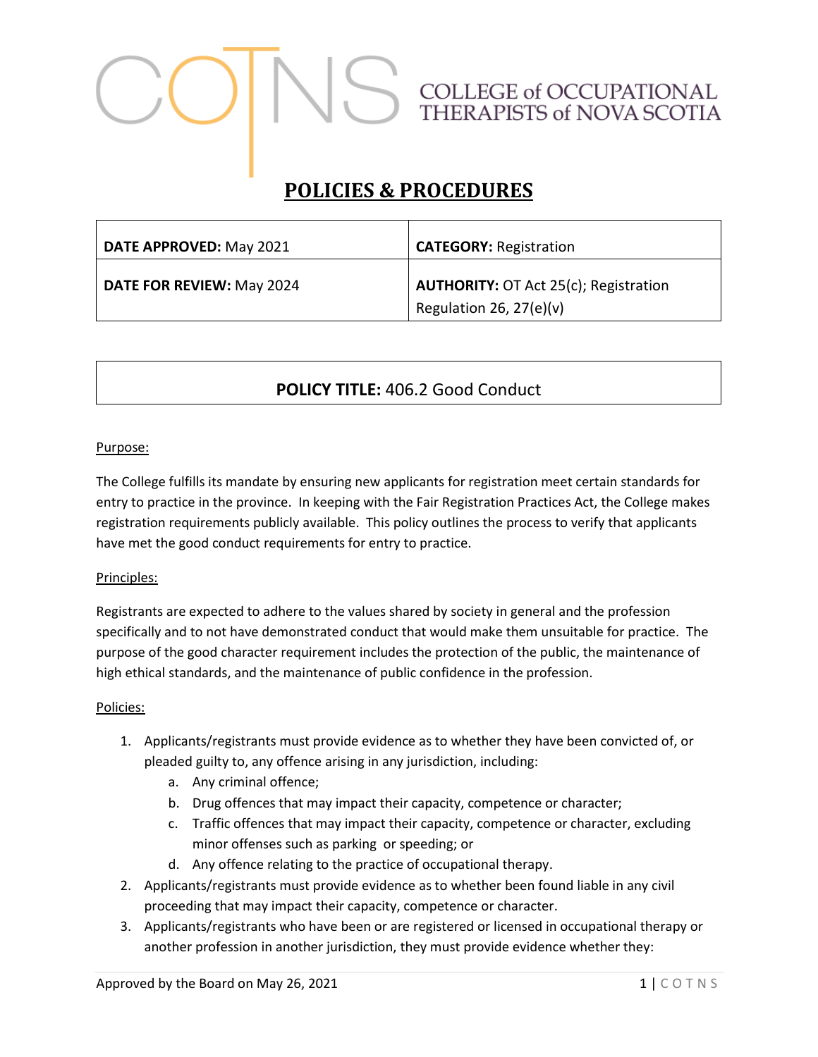COLLEGE of OCCUPATIONAL THERAPISTS of NOVA SCOTIA

# POLICIES & PROCEDURES

| | |
|---|---|
| **DATE APPROVED:** May 2021 | **CATEGORY:** Registration |
| **DATE FOR REVIEW:** May 2024 | **AUTHORITY:** OT Act 25(c); Registration Regulation 26, 27(e)(v) |

## POLICY TITLE: 406.2 Good Conduct

Purpose:

The College fulfills its mandate by ensuring new applicants for registration meet certain standards for entry to practice in the province. In keeping with the Fair Registration Practices Act, the College makes registration requirements publicly available. This policy outlines the process to verify that applicants have met the good conduct requirements for entry to practice.

Principles:

Registrants are expected to adhere to the values shared by society in general and the profession specifically and to not have demonstrated conduct that would make them unsuitable for practice. The purpose of the good character requirement includes the protection of the public, the maintenance of high ethical standards, and the maintenance of public confidence in the profession.

Policies:

1. Applicants/registrants must provide evidence as to whether they have been convicted of, or pleaded guilty to, any offence arising in any jurisdiction, including:
    a. Any criminal offence;
    b. Drug offences that may impact their capacity, competence or character;
    c. Traffic offences that may impact their capacity, competence or character, excluding minor offenses such as parking or speeding; or
    d. Any offence relating to the practice of occupational therapy.
2. Applicants/registrants must provide evidence as to whether been found liable in any civil proceeding that may impact their capacity, competence or character.
3. Applicants/registrants who have been or are registered or licensed in occupational therapy or another profession in another jurisdiction, they must provide evidence whether they: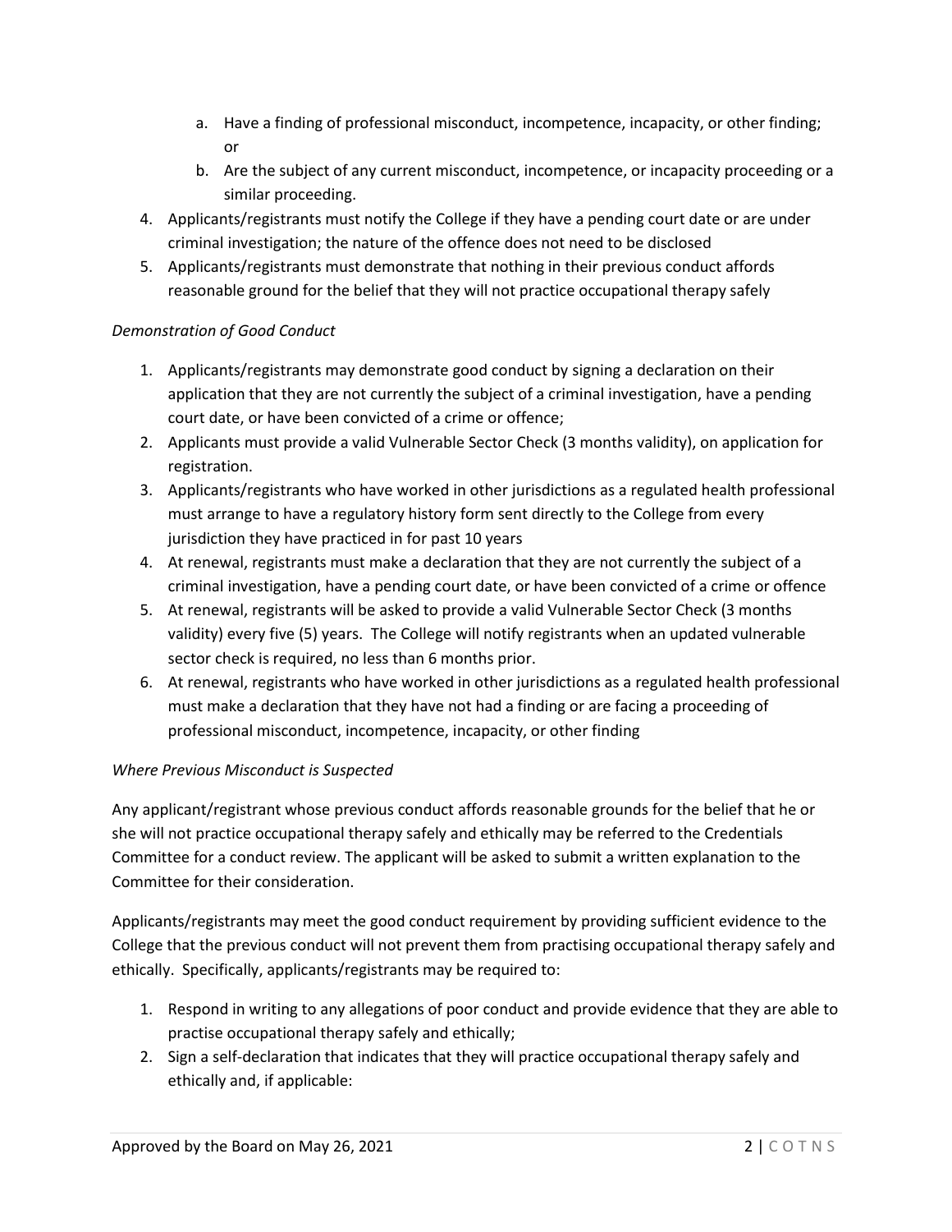a. Have a finding of professional misconduct, incompetence, incapacity, or other finding; or
   b. Are the subject of any current misconduct, incompetence, or incapacity proceeding or a similar proceeding.
4. Applicants/registrants must notify the College if they have a pending court date or are under criminal investigation; the nature of the offence does not need to be disclosed
5. Applicants/registrants must demonstrate that nothing in their previous conduct affords reasonable ground for the belief that they will not practice occupational therapy safely

*Demonstration of Good Conduct*

1. Applicants/registrants may demonstrate good conduct by signing a declaration on their application that they are not currently the subject of a criminal investigation, have a pending court date, or have been convicted of a crime or offence;
2. Applicants must provide a valid Vulnerable Sector Check (3 months validity), on application for registration.
3. Applicants/registrants who have worked in other jurisdictions as a regulated health professional must arrange to have a regulatory history form sent directly to the College from every jurisdiction they have practiced in for past 10 years
4. At renewal, registrants must make a declaration that they are not currently the subject of a criminal investigation, have a pending court date, or have been convicted of a crime or offence
5. At renewal, registrants will be asked to provide a valid Vulnerable Sector Check (3 months validity) every five (5) years. The College will notify registrants when an updated vulnerable sector check is required, no less than 6 months prior.
6. At renewal, registrants who have worked in other jurisdictions as a regulated health professional must make a declaration that they have not had a finding or are facing a proceeding of professional misconduct, incompetence, incapacity, or other finding

*Where Previous Misconduct is Suspected*

Any applicant/registrant whose previous conduct affords reasonable grounds for the belief that he or she will not practice occupational therapy safely and ethically may be referred to the Credentials Committee for a conduct review. The applicant will be asked to submit a written explanation to the Committee for their consideration.

Applicants/registrants may meet the good conduct requirement by providing sufficient evidence to the College that the previous conduct will not prevent them from practising occupational therapy safely and ethically. Specifically, applicants/registrants may be required to:

1. Respond in writing to any allegations of poor conduct and provide evidence that they are able to practise occupational therapy safely and ethically;
2. Sign a self-declaration that indicates that they will practice occupational therapy safely and ethically and, if applicable:

Approved by the Board on May 26, 2021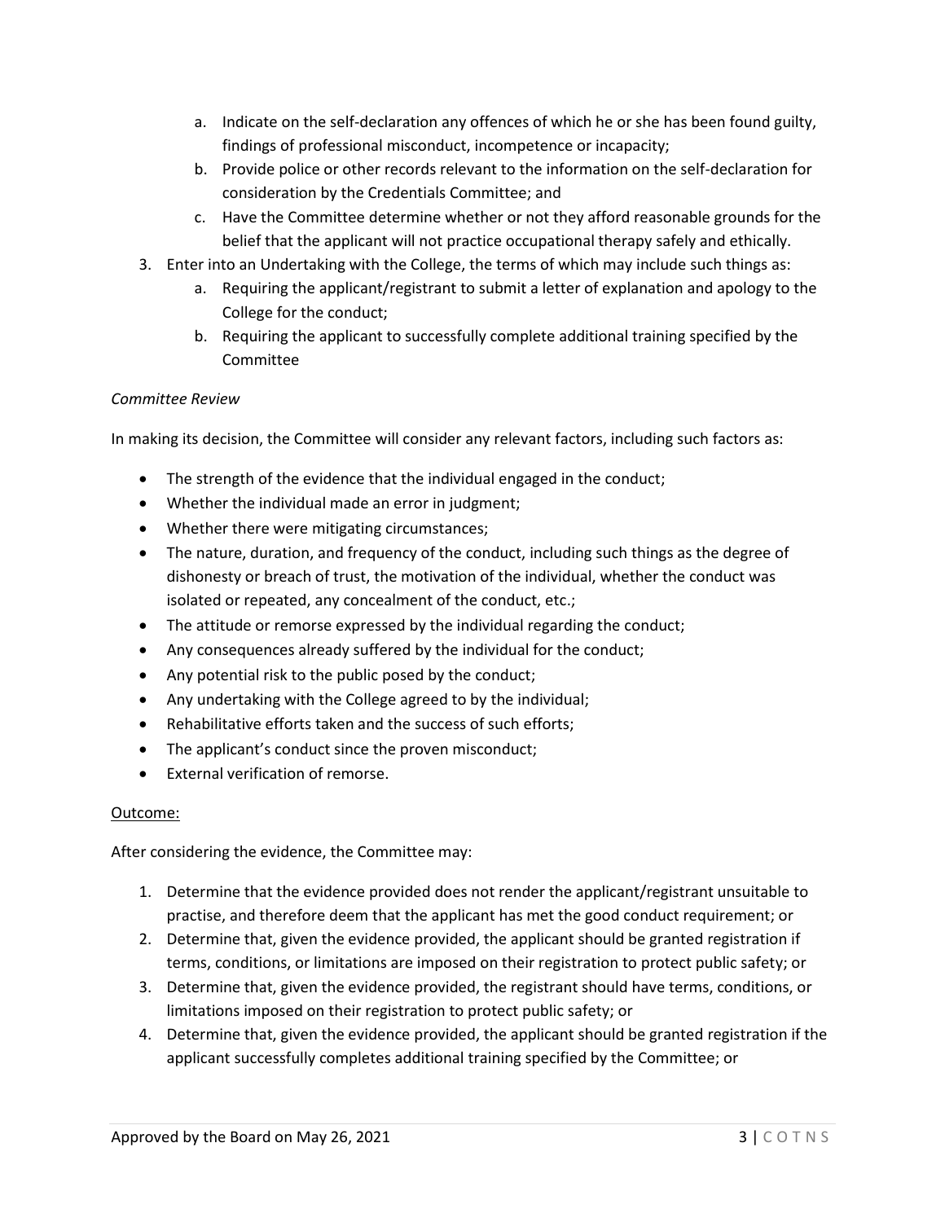a. Indicate on the self-declaration any offences of which he or she has been found guilty, findings of professional misconduct, incompetence or incapacity;
   b. Provide police or other records relevant to the information on the self-declaration for consideration by the Credentials Committee; and
   c. Have the Committee determine whether or not they afford reasonable grounds for the belief that the applicant will not practice occupational therapy safely and ethically.
3. Enter into an Undertaking with the College, the terms of which may include such things as:
   a. Requiring the applicant/registrant to submit a letter of explanation and apology to the College for the conduct;
   b. Requiring the applicant to successfully complete additional training specified by the Committee

*Committee Review*

In making its decision, the Committee will consider any relevant factors, including such factors as:

- The strength of the evidence that the individual engaged in the conduct;
- Whether the individual made an error in judgment;
- Whether there were mitigating circumstances;
- The nature, duration, and frequency of the conduct, including such things as the degree of dishonesty or breach of trust, the motivation of the individual, whether the conduct was isolated or repeated, any concealment of the conduct, etc.;
- The attitude or remorse expressed by the individual regarding the conduct;
- Any consequences already suffered by the individual for the conduct;
- Any potential risk to the public posed by the conduct;
- Any undertaking with the College agreed to by the individual;
- Rehabilitative efforts taken and the success of such efforts;
- The applicant's conduct since the proven misconduct;
- External verification of remorse.

<u>Outcome:</u>

After considering the evidence, the Committee may:

1. Determine that the evidence provided does not render the applicant/registrant unsuitable to practise, and therefore deem that the applicant has met the good conduct requirement; or
2. Determine that, given the evidence provided, the applicant should be granted registration if terms, conditions, or limitations are imposed on their registration to protect public safety; or
3. Determine that, given the evidence provided, the registrant should have terms, conditions, or limitations imposed on their registration to protect public safety; or
4. Determine that, given the evidence provided, the applicant should be granted registration if the applicant successfully completes additional training specified by the Committee; or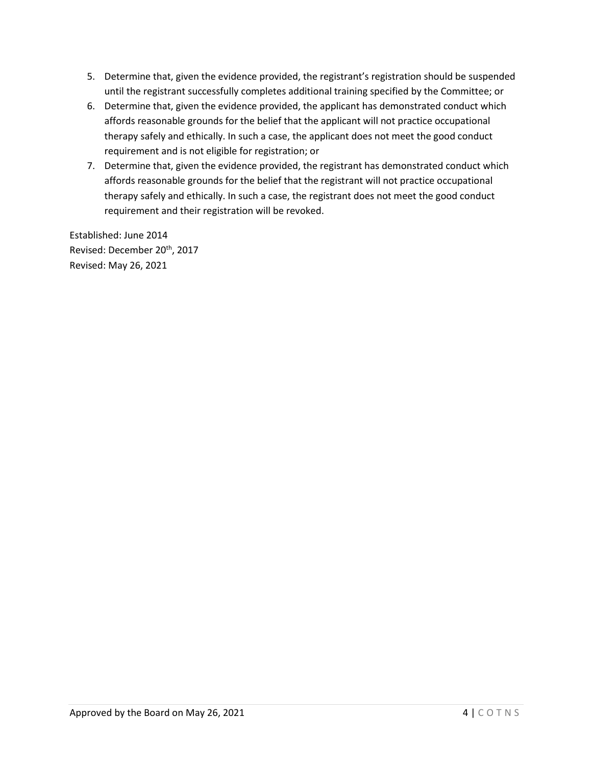5. Determine that, given the evidence provided, the registrant's registration should be suspended until the registrant successfully completes additional training specified by the Committee; or
6. Determine that, given the evidence provided, the applicant has demonstrated conduct which affords reasonable grounds for the belief that the applicant will not practice occupational therapy safely and ethically. In such a case, the applicant does not meet the good conduct requirement and is not eligible for registration; or
7. Determine that, given the evidence provided, the registrant has demonstrated conduct which affords reasonable grounds for the belief that the registrant will not practice occupational therapy safely and ethically. In such a case, the registrant does not meet the good conduct requirement and their registration will be revoked.

Established: June 2014
Revised: December 20th, 2017
Revised: May 26, 2021